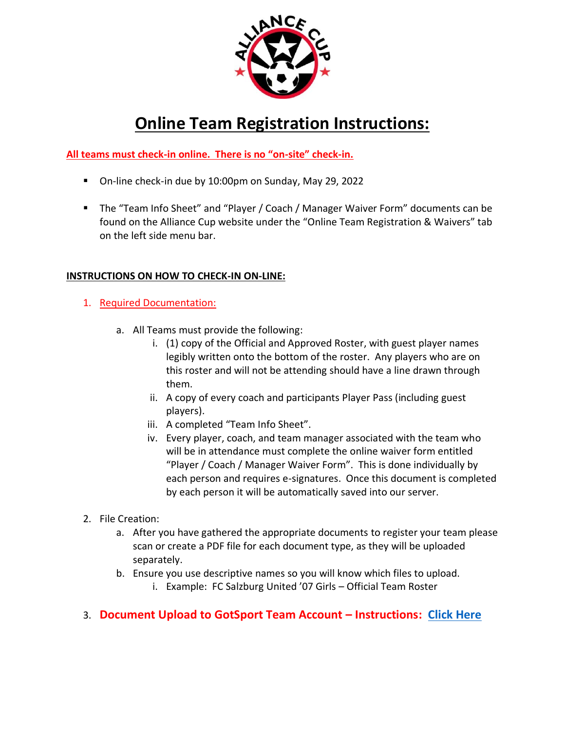# Online Team Registration Instructions:

**All teams must check-in online. There is no "on-site" check-in.**

- On-line check-in due by 10:00pm on Sunday, May 29, 2022
- The "Team Info Sheet" and "Player / Coach / Manager Waiver Form" documents can be found on the Alliance Cup website under the "Online Team Registration & Waivers" tab on the left side menu bar.

**INSTRUCTIONS ON HOW TO CHECK-IN ON-LINE:**

1. Required Documentation:
   a. All Teams must provide the following:
      i. (1) copy of the Official and Approved Roster, with guest player names legibly written onto the bottom of the roster. Any players who are on this roster and will not be attending should have a line drawn through them.
      ii. A copy of every coach and participants Player Pass (including guest players).
      iii. A completed "Team Info Sheet".
      iv. Every player, coach, and team manager associated with the team who will be in attendance must complete the online waiver form entitled "Player / Coach / Manager Waiver Form". This is done individually by each person and requires e-signatures. Once this document is completed by each person it will be automatically saved into our server.
2. File Creation:
   a. After you have gathered the appropriate documents to register your team please scan or create a PDF file for each document type, as they will be uploaded separately.
   b. Ensure you use descriptive names so you will know which files to upload.
      i. Example: FC Salzburg United '07 Girls – Official Team Roster
3. **Document Upload to GotSport Team Account – Instructions: Click Here**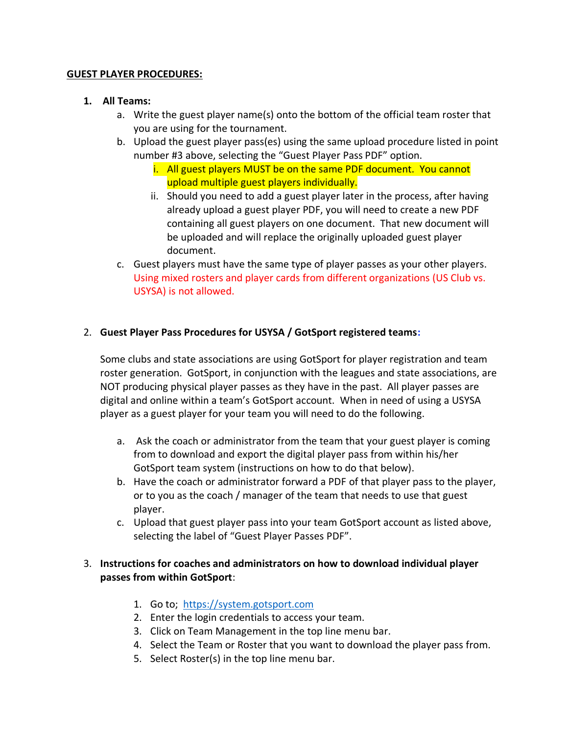**GUEST PLAYER PROCEDURES:**

1. **All Teams:**
    a. Write the guest player name(s) onto the bottom of the official team roster that you are using for the tournament.
    b. Upload the guest player pass(es) using the same upload procedure listed in point number #3 above, selecting the "Guest Player Pass PDF" option.
        i. All guest players MUST be on the same PDF document. You cannot upload multiple guest players individually.
        ii. Should you need to add a guest player later in the process, after having already upload a guest player PDF, you will need to create a new PDF containing all guest players on one document. That new document will be uploaded and will replace the originally uploaded guest player document.
    c. Guest players must have the same type of player passes as your other players. Using mixed rosters and player cards from different organizations (US Club vs. USYSA) is not allowed.

2. **Guest Player Pass Procedures for USYSA / GotSport registered teams:**

    Some clubs and state associations are using GotSport for player registration and team roster generation. GotSport, in conjunction with the leagues and state associations, are NOT producing physical player passes as they have in the past. All player passes are digital and online within a team's GotSport account. When in need of using a USYSA player as a guest player for your team you will need to do the following.

    a. Ask the coach or administrator from the team that your guest player is coming from to download and export the digital player pass from within his/her GotSport team system (instructions on how to do that below).
    b. Have the coach or administrator forward a PDF of that player pass to the player, or to you as the coach / manager of the team that needs to use that guest player.
    c. Upload that guest player pass into your team GotSport account as listed above, selecting the label of "Guest Player Passes PDF".

3. **Instructions for coaches and administrators on how to download individual player passes from within GotSport**:

    1. Go to; https://system.gotsport.com
    2. Enter the login credentials to access your team.
    3. Click on Team Management in the top line menu bar.
    4. Select the Team or Roster that you want to download the player pass from.
    5. Select Roster(s) in the top line menu bar.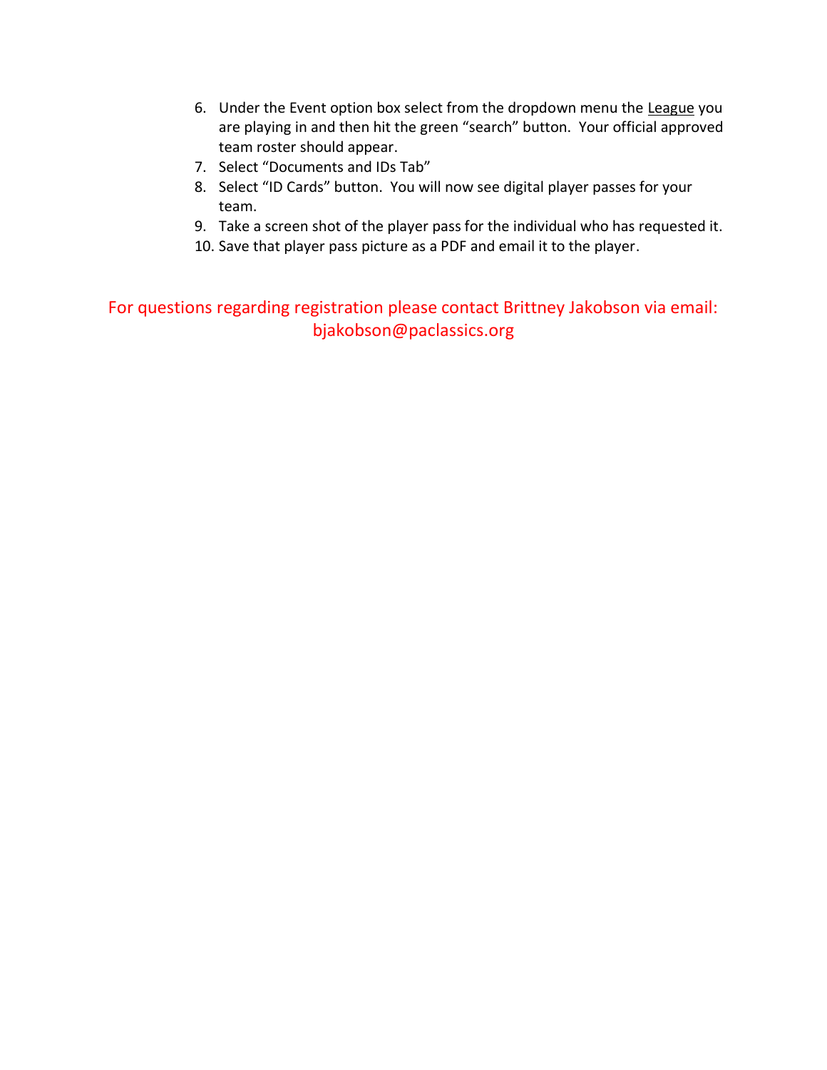6. Under the Event option box select from the dropdown menu the League you are playing in and then hit the green "search" button. Your official approved team roster should appear.
7. Select "Documents and IDs Tab"
8. Select "ID Cards" button. You will now see digital player passes for your team.
9. Take a screen shot of the player pass for the individual who has requested it.
10. Save that player pass picture as a PDF and email it to the player.

For questions regarding registration please contact Brittney Jakobson via email: bjakobson@paclassics.org